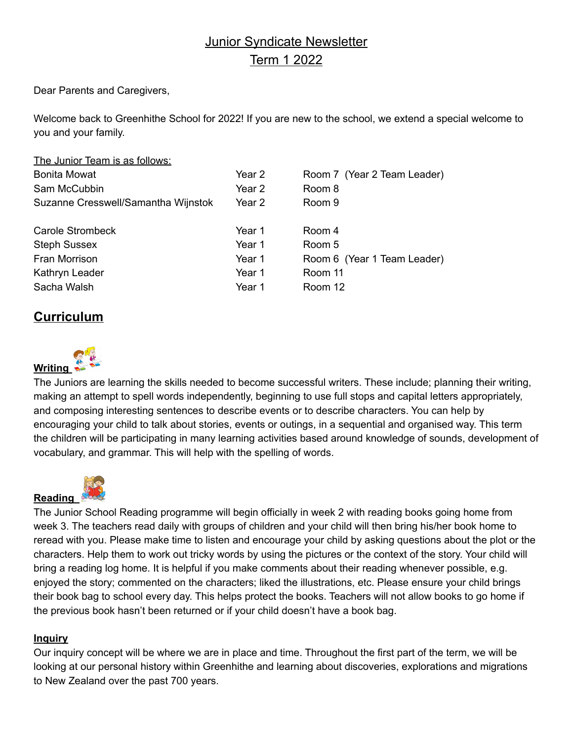# Junior Syndicate Newsletter
## Term 1 2022

Dear Parents and Caregivers,

Welcome back to Greenhithe School for 2022! If you are new to the school, we extend a special welcome to you and your family.

The Junior Team is as follows:

| | | |
|---|---|---|
| Bonita Mowat | Year 2 | Room 7 (Year 2 Team Leader) |
| Sam McCubbin | Year 2 | Room 8 |
| Suzanne Cresswell/Samantha Wijnstok | Year 2 | Room 9 |
| Carole Strombeck | Year 1 | Room 4 |
| Steph Sussex | Year 1 | Room 5 |
| Fran Morrison | Year 1 | Room 6 (Year 1 Team Leader) |
| Kathryn Leader | Year 1 | Room 11 |
| Sacha Walsh | Year 1 | Room 12 |

## Curriculum

### Writing

The Juniors are learning the skills needed to become successful writers. These include; planning their writing, making an attempt to spell words independently, beginning to use full stops and capital letters appropriately, and composing interesting sentences to describe events or to describe characters. You can help by encouraging your child to talk about stories, events or outings, in a sequential and organised way. This term the children will be participating in many learning activities based around knowledge of sounds, development of vocabulary, and grammar. This will help with the spelling of words.

### Reading

The Junior School Reading programme will begin officially in week 2 with reading books going home from week 3. The teachers read daily with groups of children and your child will then bring his/her book home to reread with you. Please make time to listen and encourage your child by asking questions about the plot or the characters. Help them to work out tricky words by using the pictures or the context of the story. Your child will bring a reading log home. It is helpful if you make comments about their reading whenever possible, e.g. enjoyed the story; commented on the characters; liked the illustrations, etc. Please ensure your child brings their book bag to school every day. This helps protect the books. Teachers will not allow books to go home if the previous book hasn't been returned or if your child doesn't have a book bag.

### Inquiry

Our inquiry concept will be where we are in place and time. Throughout the first part of the term, we will be looking at our personal history within Greenhithe and learning about discoveries, explorations and migrations to New Zealand over the past 700 years.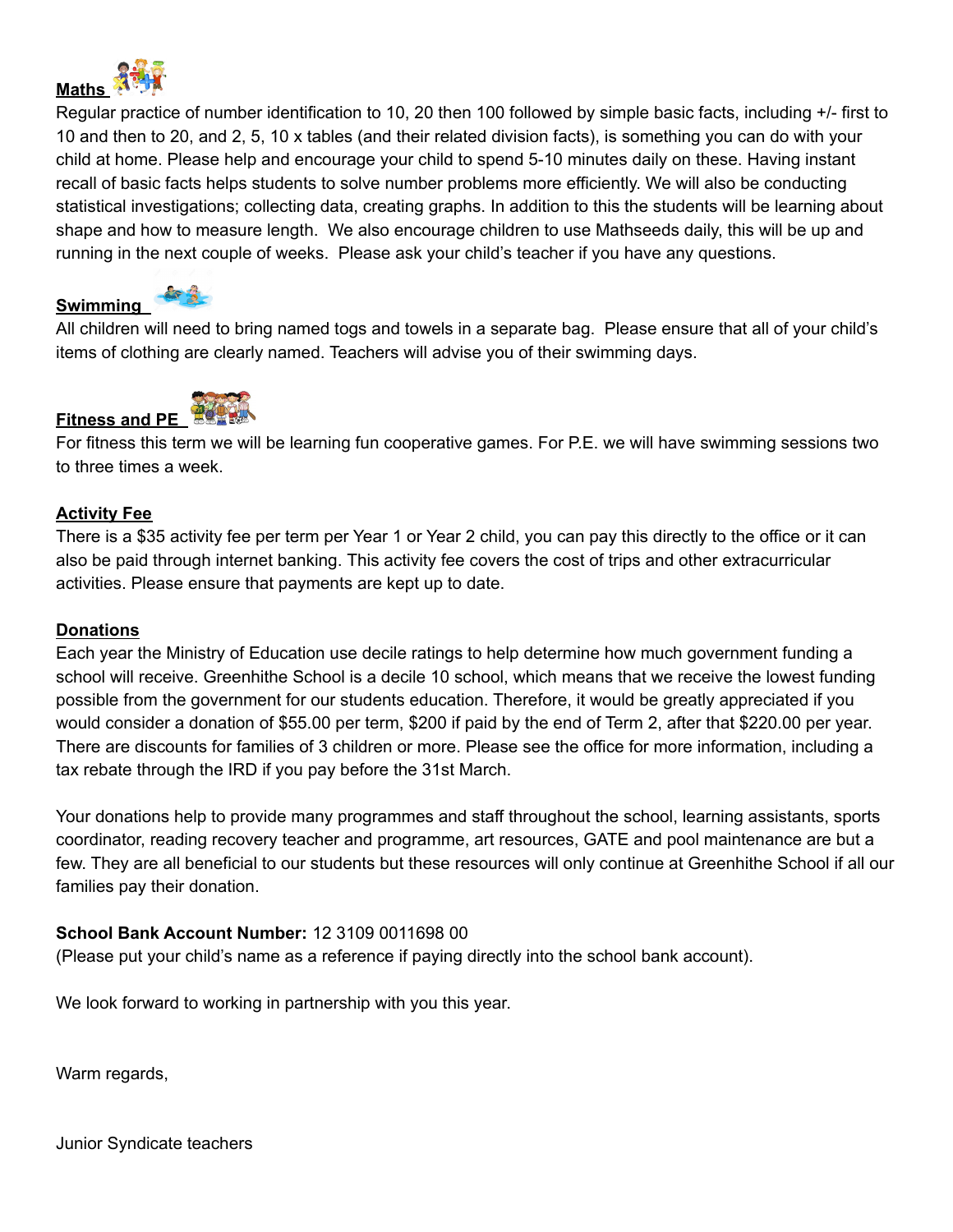## Maths

Regular practice of number identification to 10, 20 then 100 followed by simple basic facts, including +/- first to 10 and then to 20, and 2, 5, 10 x tables (and their related division facts), is something you can do with your child at home. Please help and encourage your child to spend 5-10 minutes daily on these. Having instant recall of basic facts helps students to solve number problems more efficiently. We will also be conducting statistical investigations; collecting data, creating graphs. In addition to this the students will be learning about shape and how to measure length. We also encourage children to use Mathseeds daily, this will be up and running in the next couple of weeks. Please ask your child's teacher if you have any questions.

## Swimming

All children will need to bring named togs and towels in a separate bag. Please ensure that all of your child's items of clothing are clearly named. Teachers will advise you of their swimming days.

## Fitness and PE

For fitness this term we will be learning fun cooperative games. For P.E. we will have swimming sessions two to three times a week.

## Activity Fee

There is a $35 activity fee per term per Year 1 or Year 2 child, you can pay this directly to the office or it can also be paid through internet banking. This activity fee covers the cost of trips and other extracurricular activities. Please ensure that payments are kept up to date.

## Donations

Each year the Ministry of Education use decile ratings to help determine how much government funding a school will receive. Greenhithe School is a decile 10 school, which means that we receive the lowest funding possible from the government for our students education. Therefore, it would be greatly appreciated if you would consider a donation of $55.00 per term, $200 if paid by the end of Term 2, after that $220.00 per year. There are discounts for families of 3 children or more. Please see the office for more information, including a tax rebate through the IRD if you pay before the 31st March.

Your donations help to provide many programmes and staff throughout the school, learning assistants, sports coordinator, reading recovery teacher and programme, art resources, GATE and pool maintenance are but a few. They are all beneficial to our students but these resources will only continue at Greenhithe School if all our families pay their donation.

**School Bank Account Number:** 12 3109 0011698 00
(Please put your child's name as a reference if paying directly into the school bank account).

We look forward to working in partnership with you this year.

Warm regards,

Junior Syndicate teachers